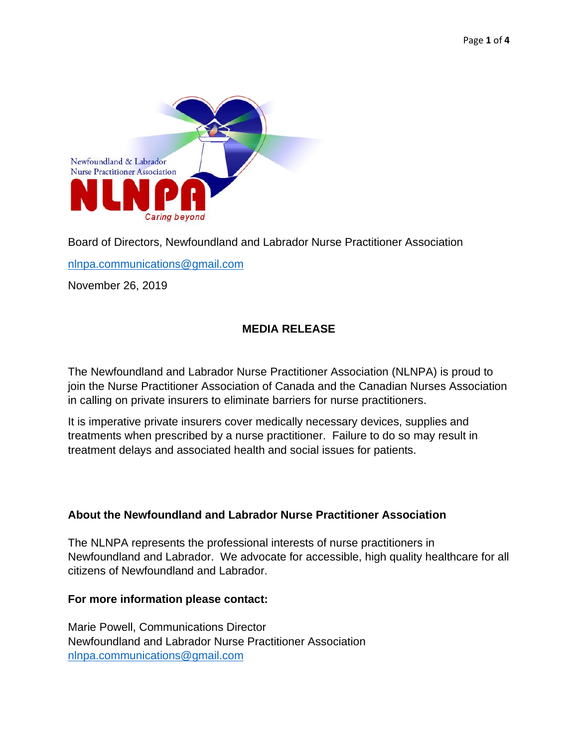Newfoundland & Labrador Nurse Practitioner Association

NLNPA

*Caring beyond*

Board of Directors, Newfoundland and Labrador Nurse Practitioner Association

nlnpa.communications@gmail.com

November 26, 2019

## MEDIA RELEASE

The Newfoundland and Labrador Nurse Practitioner Association (NLNPA) is proud to join the Nurse Practitioner Association of Canada and the Canadian Nurses Association in calling on private insurers to eliminate barriers for nurse practitioners.

It is imperative private insurers cover medically necessary devices, supplies and treatments when prescribed by a nurse practitioner. Failure to do so may result in treatment delays and associated health and social issues for patients.

### About the Newfoundland and Labrador Nurse Practitioner Association

The NLNPA represents the professional interests of nurse practitioners in Newfoundland and Labrador. We advocate for accessible, high quality healthcare for all citizens of Newfoundland and Labrador.

**For more information please contact:**

Marie Powell, Communications Director
Newfoundland and Labrador Nurse Practitioner Association
nlnpa.communications@gmail.com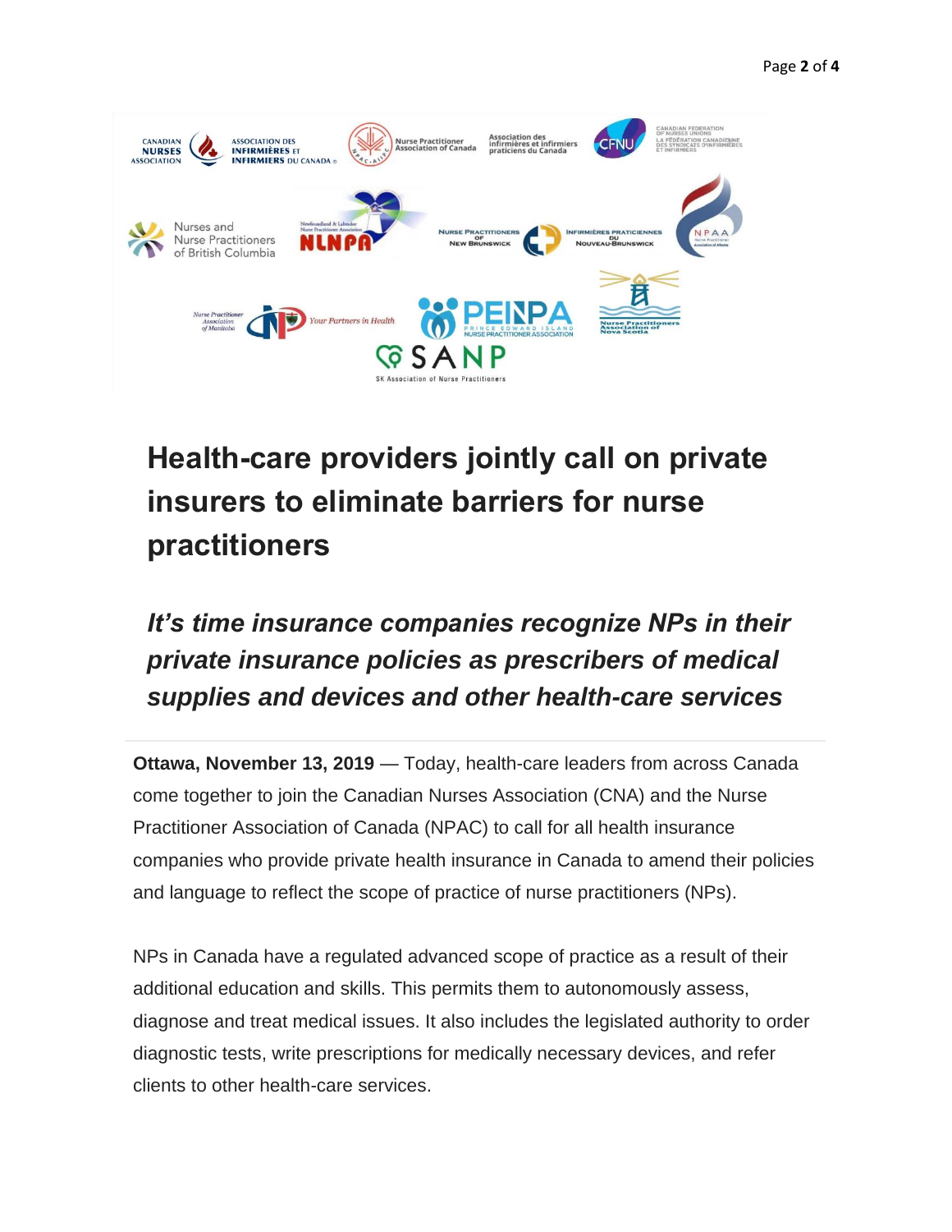# Health-care providers jointly call on private insurers to eliminate barriers for nurse practitioners

## *It's time insurance companies recognize NPs in their private insurance policies as prescribers of medical supplies and devices and other health-care services*

---

**Ottawa, November 13, 2019** — Today, health-care leaders from across Canada come together to join the Canadian Nurses Association (CNA) and the Nurse Practitioner Association of Canada (NPAC) to call for all health insurance companies who provide private health insurance in Canada to amend their policies and language to reflect the scope of practice of nurse practitioners (NPs).

NPs in Canada have a regulated advanced scope of practice as a result of their additional education and skills. This permits them to autonomously assess, diagnose and treat medical issues. It also includes the legislated authority to order diagnostic tests, write prescriptions for medically necessary devices, and refer clients to other health-care services.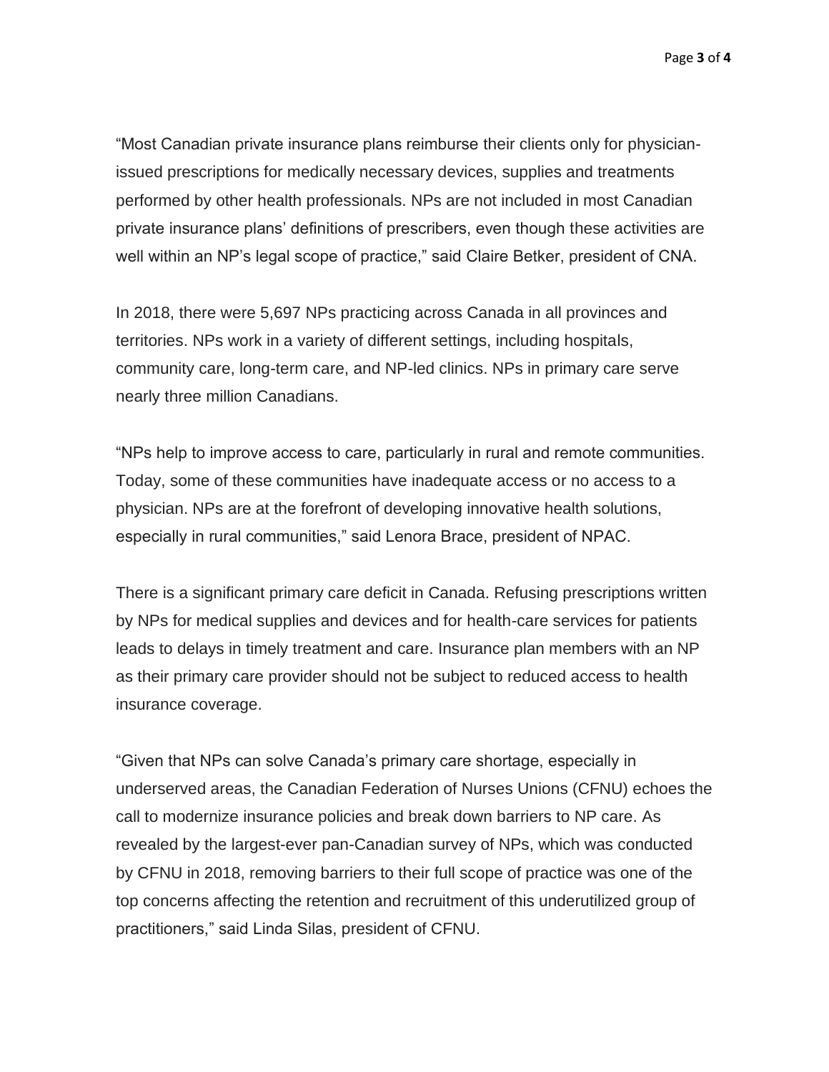"Most Canadian private insurance plans reimburse their clients only for physician-issued prescriptions for medically necessary devices, supplies and treatments performed by other health professionals. NPs are not included in most Canadian private insurance plans' definitions of prescribers, even though these activities are well within an NP's legal scope of practice," said Claire Betker, president of CNA.

In 2018, there were 5,697 NPs practicing across Canada in all provinces and territories. NPs work in a variety of different settings, including hospitals, community care, long-term care, and NP-led clinics. NPs in primary care serve nearly three million Canadians.

"NPs help to improve access to care, particularly in rural and remote communities. Today, some of these communities have inadequate access or no access to a physician. NPs are at the forefront of developing innovative health solutions, especially in rural communities," said Lenora Brace, president of NPAC.

There is a significant primary care deficit in Canada. Refusing prescriptions written by NPs for medical supplies and devices and for health-care services for patients leads to delays in timely treatment and care. Insurance plan members with an NP as their primary care provider should not be subject to reduced access to health insurance coverage.

"Given that NPs can solve Canada's primary care shortage, especially in underserved areas, the Canadian Federation of Nurses Unions (CFNU) echoes the call to modernize insurance policies and break down barriers to NP care. As revealed by the largest-ever pan-Canadian survey of NPs, which was conducted by CFNU in 2018, removing barriers to their full scope of practice was one of the top concerns affecting the retention and recruitment of this underutilized group of practitioners," said Linda Silas, president of CFNU.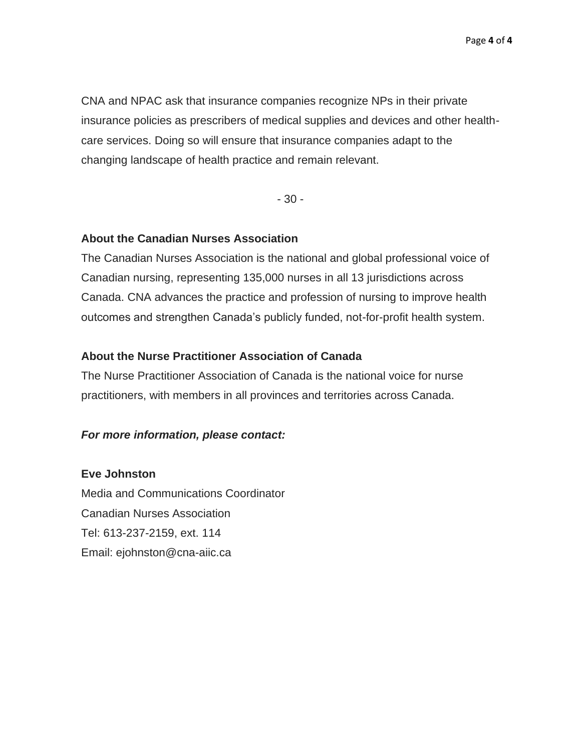CNA and NPAC ask that insurance companies recognize NPs in their private insurance policies as prescribers of medical supplies and devices and other health-care services. Doing so will ensure that insurance companies adapt to the changing landscape of health practice and remain relevant.

- 30 -

**About the Canadian Nurses Association**

The Canadian Nurses Association is the national and global professional voice of Canadian nursing, representing 135,000 nurses in all 13 jurisdictions across Canada. CNA advances the practice and profession of nursing to improve health outcomes and strengthen Canada's publicly funded, not-for-profit health system.

**About the Nurse Practitioner Association of Canada**

The Nurse Practitioner Association of Canada is the national voice for nurse practitioners, with members in all provinces and territories across Canada.

***For more information, please contact:***

**Eve Johnston**
Media and Communications Coordinator
Canadian Nurses Association
Tel: 613-237-2159, ext. 114
Email: ejohnston@cna-aiic.ca